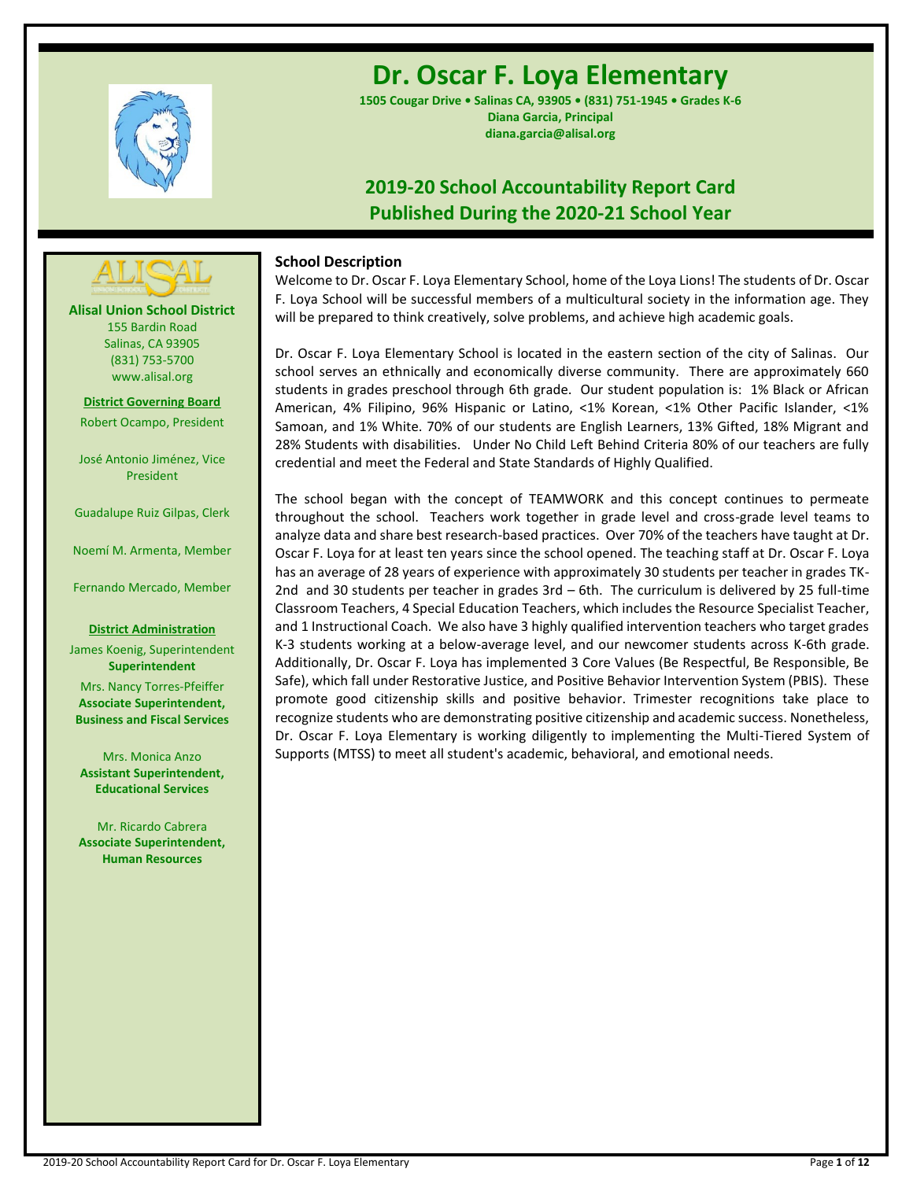# Dr. Oscar F. Loya Elementary

**1505 Cougar Drive • Salinas CA, 93905 • (831) 751-1945 • Grades K-6**
**Diana Garcia, Principal**
**diana.garcia@alisal.org**

## 2019-20 School Accountability Report Card
## Published During the 2020-21 School Year

**Alisal Union School District**
155 Bardin Road
Salinas, CA 93905
(831) 753-5700
www.alisal.org

**District Governing Board**

Robert Ocampo, President

José Antonio Jiménez, Vice President

Guadalupe Ruiz Gilpas, Clerk

Noemí M. Armenta, Member

Fernando Mercado, Member

**District Administration**

James Koenig, Superintendent
**Superintendent**

Mrs. Nancy Torres-Pfeiffer
**Associate Superintendent, Business and Fiscal Services**

Mrs. Monica Anzo
**Assistant Superintendent, Educational Services**

Mr. Ricardo Cabrera
**Associate Superintendent, Human Resources**

### School Description

Welcome to Dr. Oscar F. Loya Elementary School, home of the Loya Lions! The students of Dr. Oscar F. Loya School will be successful members of a multicultural society in the information age. They will be prepared to think creatively, solve problems, and achieve high academic goals.

Dr. Oscar F. Loya Elementary School is located in the eastern section of the city of Salinas. Our school serves an ethnically and economically diverse community. There are approximately 660 students in grades preschool through 6th grade. Our student population is: 1% Black or African American, 4% Filipino, 96% Hispanic or Latino, <1% Korean, <1% Other Pacific Islander, <1% Samoan, and 1% White. 70% of our students are English Learners, 13% Gifted, 18% Migrant and 28% Students with disabilities. Under No Child Left Behind Criteria 80% of our teachers are fully credential and meet the Federal and State Standards of Highly Qualified.

The school began with the concept of TEAMWORK and this concept continues to permeate throughout the school. Teachers work together in grade level and cross-grade level teams to analyze data and share best research-based practices. Over 70% of the teachers have taught at Dr. Oscar F. Loya for at least ten years since the school opened. The teaching staff at Dr. Oscar F. Loya has an average of 28 years of experience with approximately 30 students per teacher in grades TK-2nd and 30 students per teacher in grades 3rd – 6th. The curriculum is delivered by 25 full-time Classroom Teachers, 4 Special Education Teachers, which includes the Resource Specialist Teacher, and 1 Instructional Coach. We also have 3 highly qualified intervention teachers who target grades K-3 students working at a below-average level, and our newcomer students across K-6th grade. Additionally, Dr. Oscar F. Loya has implemented 3 Core Values (Be Respectful, Be Responsible, Be Safe), which fall under Restorative Justice, and Positive Behavior Intervention System (PBIS). These promote good citizenship skills and positive behavior. Trimester recognitions take place to recognize students who are demonstrating positive citizenship and academic success. Nonetheless, Dr. Oscar F. Loya Elementary is working diligently to implementing the Multi-Tiered System of Supports (MTSS) to meet all student's academic, behavioral, and emotional needs.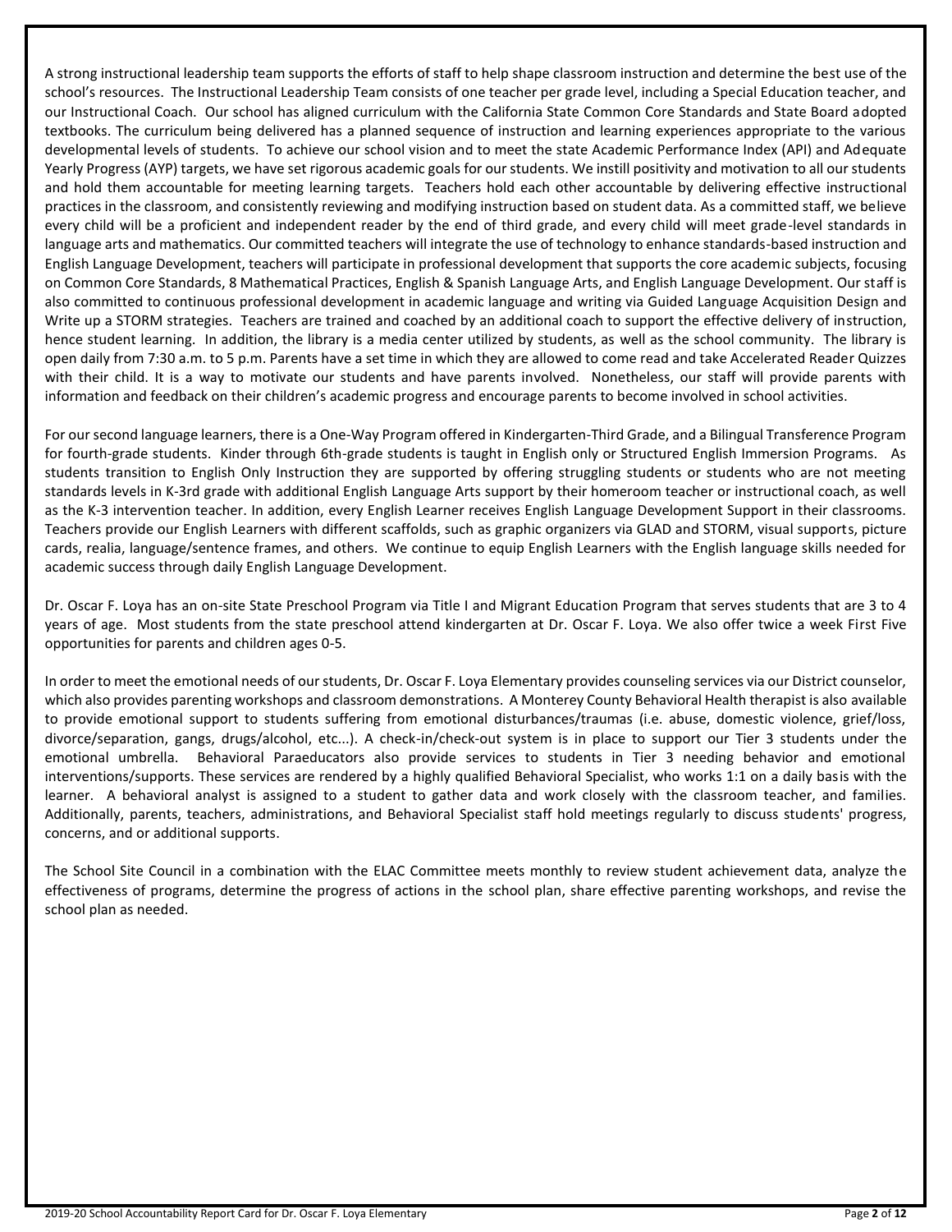A strong instructional leadership team supports the efforts of staff to help shape classroom instruction and determine the best use of the school's resources. The Instructional Leadership Team consists of one teacher per grade level, including a Special Education teacher, and our Instructional Coach. Our school has aligned curriculum with the California State Common Core Standards and State Board adopted textbooks. The curriculum being delivered has a planned sequence of instruction and learning experiences appropriate to the various developmental levels of students. To achieve our school vision and to meet the state Academic Performance Index (API) and Adequate Yearly Progress (AYP) targets, we have set rigorous academic goals for our students. We instill positivity and motivation to all our students and hold them accountable for meeting learning targets. Teachers hold each other accountable by delivering effective instructional practices in the classroom, and consistently reviewing and modifying instruction based on student data. As a committed staff, we believe every child will be a proficient and independent reader by the end of third grade, and every child will meet grade-level standards in language arts and mathematics. Our committed teachers will integrate the use of technology to enhance standards-based instruction and English Language Development, teachers will participate in professional development that supports the core academic subjects, focusing on Common Core Standards, 8 Mathematical Practices, English & Spanish Language Arts, and English Language Development. Our staff is also committed to continuous professional development in academic language and writing via Guided Language Acquisition Design and Write up a STORM strategies. Teachers are trained and coached by an additional coach to support the effective delivery of instruction, hence student learning. In addition, the library is a media center utilized by students, as well as the school community. The library is open daily from 7:30 a.m. to 5 p.m. Parents have a set time in which they are allowed to come read and take Accelerated Reader Quizzes with their child. It is a way to motivate our students and have parents involved. Nonetheless, our staff will provide parents with information and feedback on their children's academic progress and encourage parents to become involved in school activities.

For our second language learners, there is a One-Way Program offered in Kindergarten-Third Grade, and a Bilingual Transference Program for fourth-grade students. Kinder through 6th-grade students is taught in English only or Structured English Immersion Programs. As students transition to English Only Instruction they are supported by offering struggling students or students who are not meeting standards levels in K-3rd grade with additional English Language Arts support by their homeroom teacher or instructional coach, as well as the K-3 intervention teacher. In addition, every English Learner receives English Language Development Support in their classrooms. Teachers provide our English Learners with different scaffolds, such as graphic organizers via GLAD and STORM, visual supports, picture cards, realia, language/sentence frames, and others. We continue to equip English Learners with the English language skills needed for academic success through daily English Language Development.

Dr. Oscar F. Loya has an on-site State Preschool Program via Title I and Migrant Education Program that serves students that are 3 to 4 years of age. Most students from the state preschool attend kindergarten at Dr. Oscar F. Loya. We also offer twice a week First Five opportunities for parents and children ages 0-5.

In order to meet the emotional needs of our students, Dr. Oscar F. Loya Elementary provides counseling services via our District counselor, which also provides parenting workshops and classroom demonstrations. A Monterey County Behavioral Health therapist is also available to provide emotional support to students suffering from emotional disturbances/traumas (i.e. abuse, domestic violence, grief/loss, divorce/separation, gangs, drugs/alcohol, etc...). A check-in/check-out system is in place to support our Tier 3 students under the emotional umbrella. Behavioral Paraeducators also provide services to students in Tier 3 needing behavior and emotional interventions/supports. These services are rendered by a highly qualified Behavioral Specialist, who works 1:1 on a daily basis with the learner. A behavioral analyst is assigned to a student to gather data and work closely with the classroom teacher, and families. Additionally, parents, teachers, administrations, and Behavioral Specialist staff hold meetings regularly to discuss students' progress, concerns, and or additional supports.

The School Site Council in a combination with the ELAC Committee meets monthly to review student achievement data, analyze the effectiveness of programs, determine the progress of actions in the school plan, share effective parenting workshops, and revise the school plan as needed.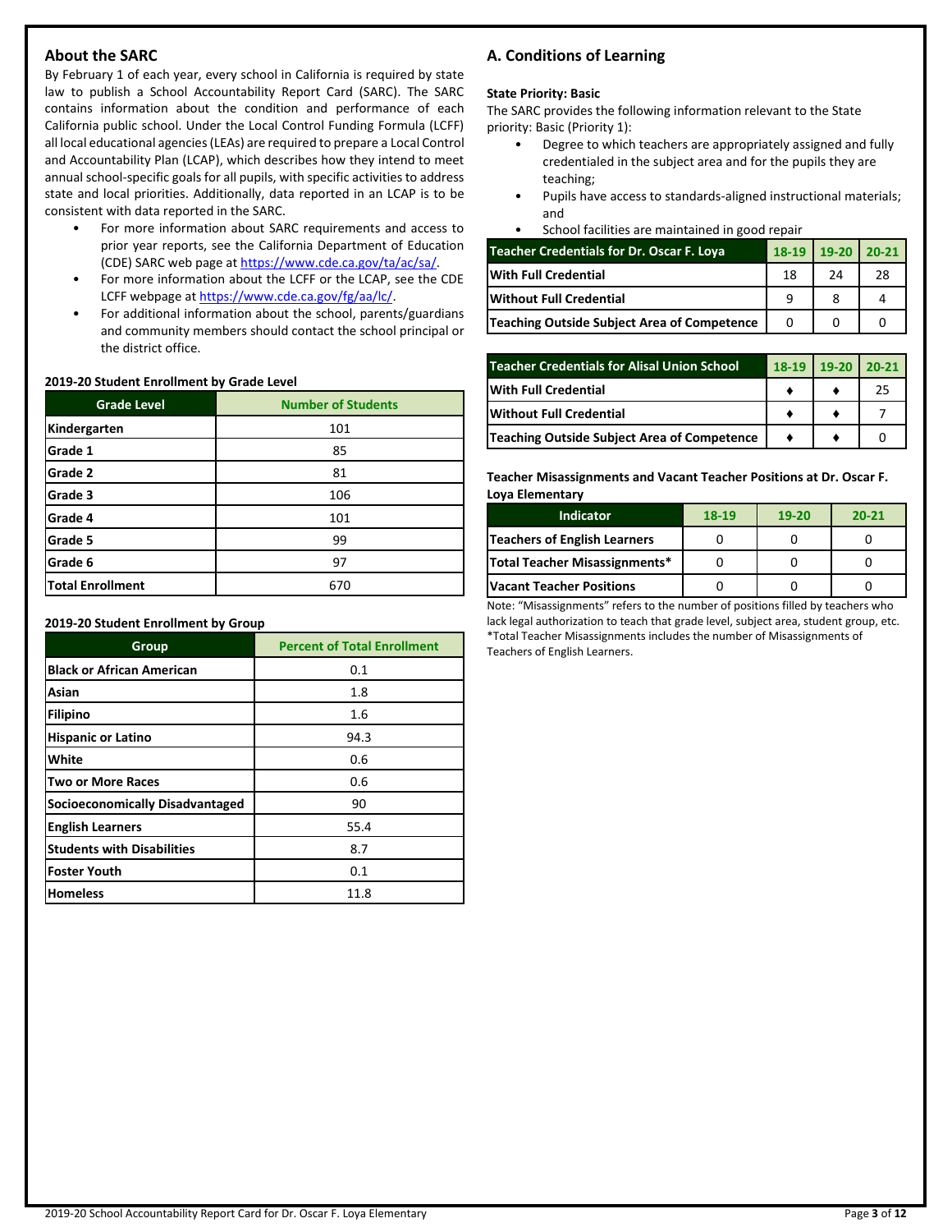## About the SARC

By February 1 of each year, every school in California is required by state law to publish a School Accountability Report Card (SARC). The SARC contains information about the condition and performance of each California public school. Under the Local Control Funding Formula (LCFF) all local educational agencies (LEAs) are required to prepare a Local Control and Accountability Plan (LCAP), which describes how they intend to meet annual school-specific goals for all pupils, with specific activities to address state and local priorities. Additionally, data reported in an LCAP is to be consistent with data reported in the SARC.

- For more information about SARC requirements and access to prior year reports, see the California Department of Education (CDE) SARC web page at https://www.cde.ca.gov/ta/ac/sa/.
- For more information about the LCFF or the LCAP, see the CDE LCFF webpage at https://www.cde.ca.gov/fg/aa/lc/.
- For additional information about the school, parents/guardians and community members should contact the school principal or the district office.

**2019-20 Student Enrollment by Grade Level**

| Grade Level | Number of Students |
|---|---|
| Kindergarten | 101 |
| Grade 1 | 85 |
| Grade 2 | 81 |
| Grade 3 | 106 |
| Grade 4 | 101 |
| Grade 5 | 99 |
| Grade 6 | 97 |
| Total Enrollment | 670 |

**2019-20 Student Enrollment by Group**

| Group | Percent of Total Enrollment |
|---|---|
| Black or African American | 0.1 |
| Asian | 1.8 |
| Filipino | 1.6 |
| Hispanic or Latino | 94.3 |
| White | 0.6 |
| Two or More Races | 0.6 |
| Socioeconomically Disadvantaged | 90 |
| English Learners | 55.4 |
| Students with Disabilities | 8.7 |
| Foster Youth | 0.1 |
| Homeless | 11.8 |

## A. Conditions of Learning

**State Priority: Basic**

The SARC provides the following information relevant to the State priority: Basic (Priority 1):

- Degree to which teachers are appropriately assigned and fully credentialed in the subject area and for the pupils they are teaching;
- Pupils have access to standards-aligned instructional materials; and
- School facilities are maintained in good repair

| Teacher Credentials for Dr. Oscar F. Loya | 18-19 | 19-20 | 20-21 |
|---|---|---|---|
| With Full Credential | 18 | 24 | 28 |
| Without Full Credential | 9 | 8 | 4 |
| Teaching Outside Subject Area of Competence | 0 | 0 | 0 |

| Teacher Credentials for Alisal Union School | 18-19 | 19-20 | 20-21 |
|---|---|---|---|
| With Full Credential | ♦ | ♦ | 25 |
| Without Full Credential | ♦ | ♦ | 7 |
| Teaching Outside Subject Area of Competence | ♦ | ♦ | 0 |

**Teacher Misassignments and Vacant Teacher Positions at Dr. Oscar F. Loya Elementary**

| Indicator | 18-19 | 19-20 | 20-21 |
|---|---|---|---|
| Teachers of English Learners | 0 | 0 | 0 |
| Total Teacher Misassignments* | 0 | 0 | 0 |
| Vacant Teacher Positions | 0 | 0 | 0 |

Note: "Misassignments" refers to the number of positions filled by teachers who lack legal authorization to teach that grade level, subject area, student group, etc.
*Total Teacher Misassignments includes the number of Misassignments of Teachers of English Learners.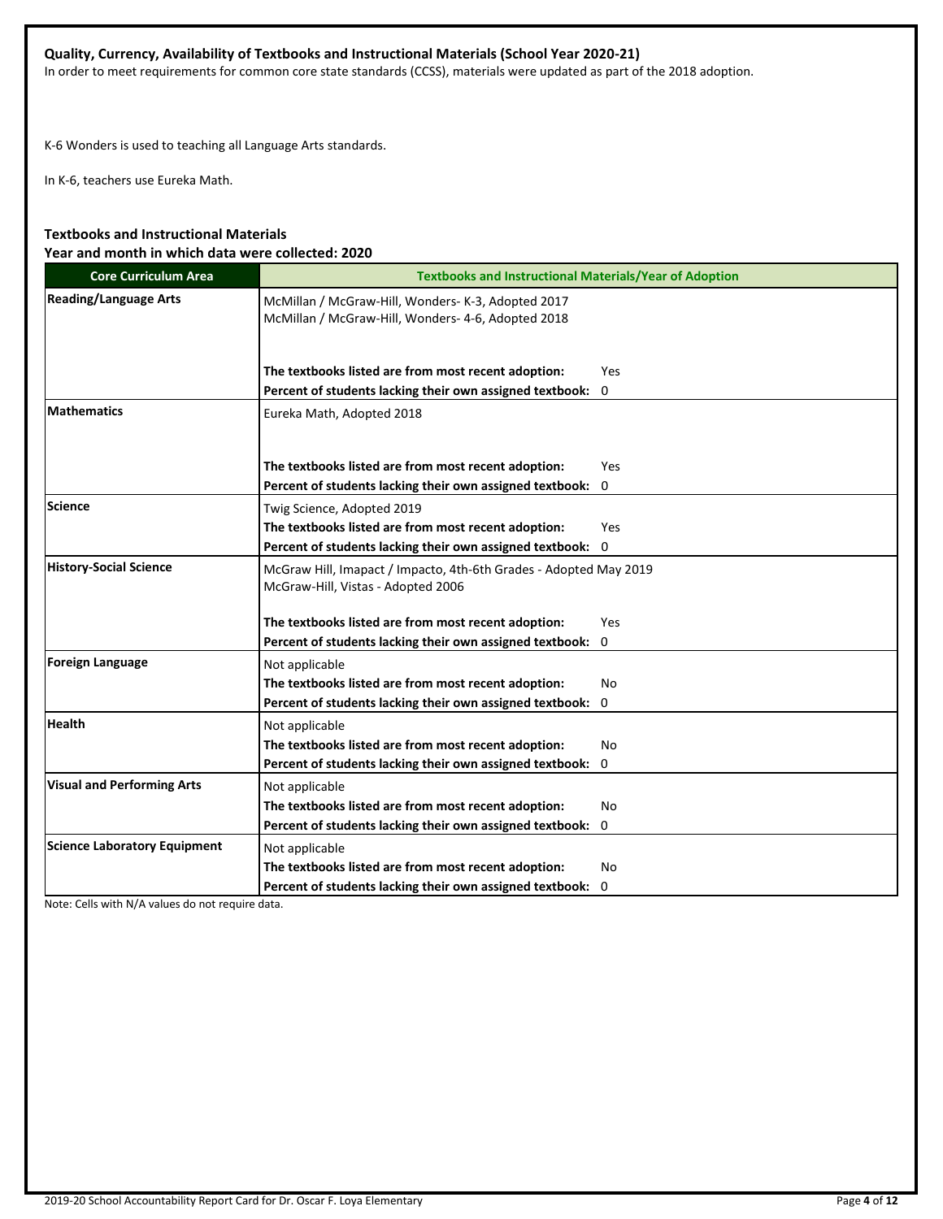**Quality, Currency, Availability of Textbooks and Instructional Materials (School Year 2020-21)**

In order to meet requirements for common core state standards (CCSS), materials were updated as part of the 2018 adoption.

K-6 Wonders is used to teaching all Language Arts standards.

In K-6, teachers use Eureka Math.

**Textbooks and Instructional Materials**
**Year and month in which data were collected: 2020**

| Core Curriculum Area | Textbooks and Instructional Materials/Year of Adoption |
|---|---|
| **Reading/Language Arts** | McMillan / McGraw-Hill, Wonders- K-3, Adopted 2017<br>McMillan / McGraw-Hill, Wonders- 4-6, Adopted 2018<br><br>**The textbooks listed are from most recent adoption:** Yes<br>**Percent of students lacking their own assigned textbook:** 0 |
| **Mathematics** | Eureka Math, Adopted 2018<br><br>**The textbooks listed are from most recent adoption:** Yes<br>**Percent of students lacking their own assigned textbook:** 0 |
| **Science** | Twig Science, Adopted 2019<br>**The textbooks listed are from most recent adoption:** Yes<br>**Percent of students lacking their own assigned textbook:** 0 |
| **History-Social Science** | McGraw Hill, Imapact / Impacto, 4th-6th Grades - Adopted May 2019<br>McGraw-Hill, Vistas - Adopted 2006<br><br>**The textbooks listed are from most recent adoption:** Yes<br>**Percent of students lacking their own assigned textbook:** 0 |
| **Foreign Language** | Not applicable<br>**The textbooks listed are from most recent adoption:** No<br>**Percent of students lacking their own assigned textbook:** 0 |
| **Health** | Not applicable<br>**The textbooks listed are from most recent adoption:** No<br>**Percent of students lacking their own assigned textbook:** 0 |
| **Visual and Performing Arts** | Not applicable<br>**The textbooks listed are from most recent adoption:** No<br>**Percent of students lacking their own assigned textbook:** 0 |
| **Science Laboratory Equipment** | Not applicable<br>**The textbooks listed are from most recent adoption:** No<br>**Percent of students lacking their own assigned textbook:** 0 |

Note: Cells with N/A values do not require data.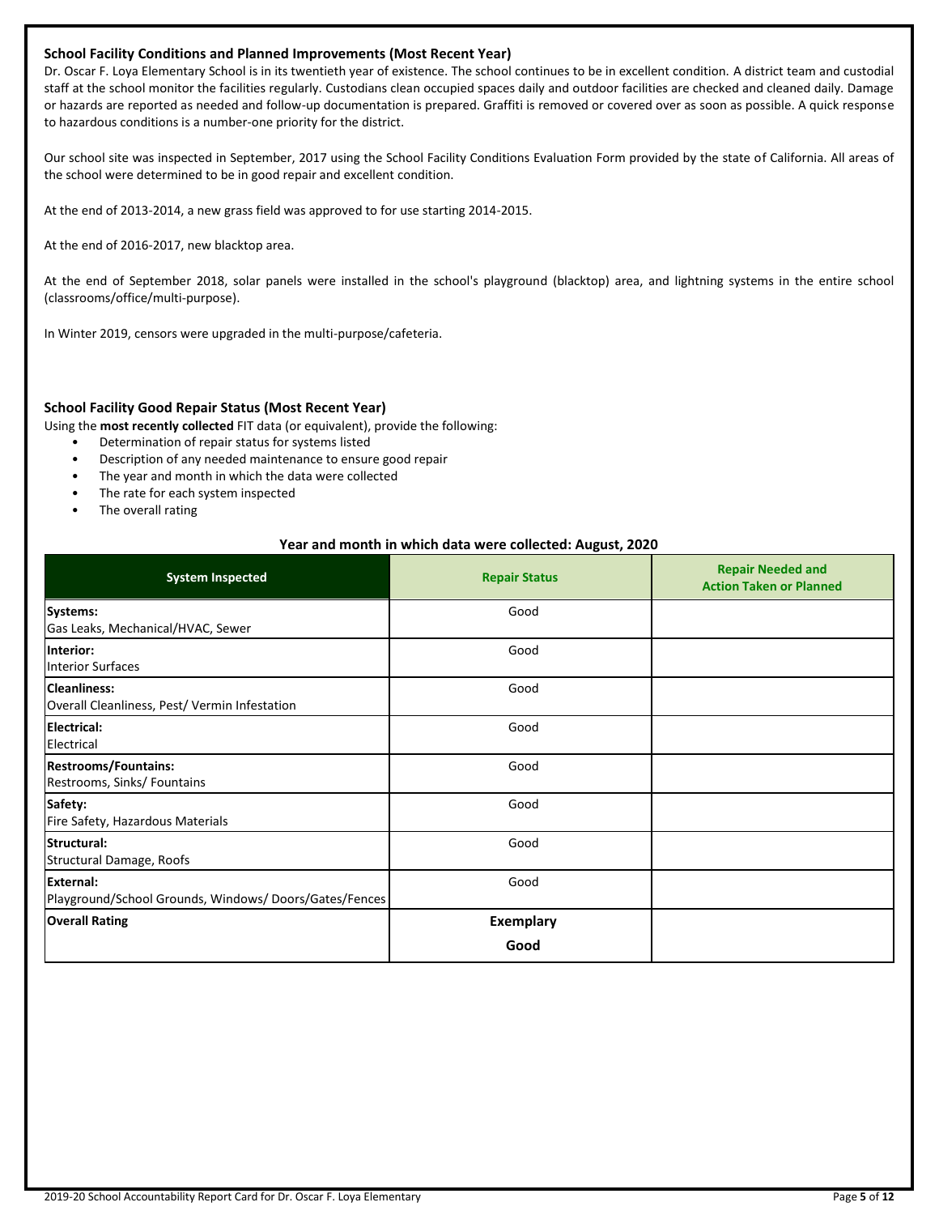### School Facility Conditions and Planned Improvements (Most Recent Year)

Dr. Oscar F. Loya Elementary School is in its twentieth year of existence. The school continues to be in excellent condition. A district team and custodial staff at the school monitor the facilities regularly. Custodians clean occupied spaces daily and outdoor facilities are checked and cleaned daily. Damage or hazards are reported as needed and follow-up documentation is prepared. Graffiti is removed or covered over as soon as possible. A quick response to hazardous conditions is a number-one priority for the district.

Our school site was inspected in September, 2017 using the School Facility Conditions Evaluation Form provided by the state of California. All areas of the school were determined to be in good repair and excellent condition.

At the end of 2013-2014, a new grass field was approved to for use starting 2014-2015.

At the end of 2016-2017, new blacktop area.

At the end of September 2018, solar panels were installed in the school's playground (blacktop) area, and lightning systems in the entire school (classrooms/office/multi-purpose).

In Winter 2019, censors were upgraded in the multi-purpose/cafeteria.

### School Facility Good Repair Status (Most Recent Year)

Using the **most recently collected** FIT data (or equivalent), provide the following:

- Determination of repair status for systems listed
- Description of any needed maintenance to ensure good repair
- The year and month in which the data were collected
- The rate for each system inspected
- The overall rating

**Year and month in which data were collected: August, 2020**

| System Inspected | Repair Status | Repair Needed and Action Taken or Planned |
|---|---|---|
| **Systems:** Gas Leaks, Mechanical/HVAC, Sewer | Good | |
| **Interior:** Interior Surfaces | Good | |
| **Cleanliness:** Overall Cleanliness, Pest/ Vermin Infestation | Good | |
| **Electrical:** Electrical | Good | |
| **Restrooms/Fountains:** Restrooms, Sinks/ Fountains | Good | |
| **Safety:** Fire Safety, Hazardous Materials | Good | |
| **Structural:** Structural Damage, Roofs | Good | |
| **External:** Playground/School Grounds, Windows/ Doors/Gates/Fences | Good | |
| **Overall Rating** | **Exemplary** **Good** | |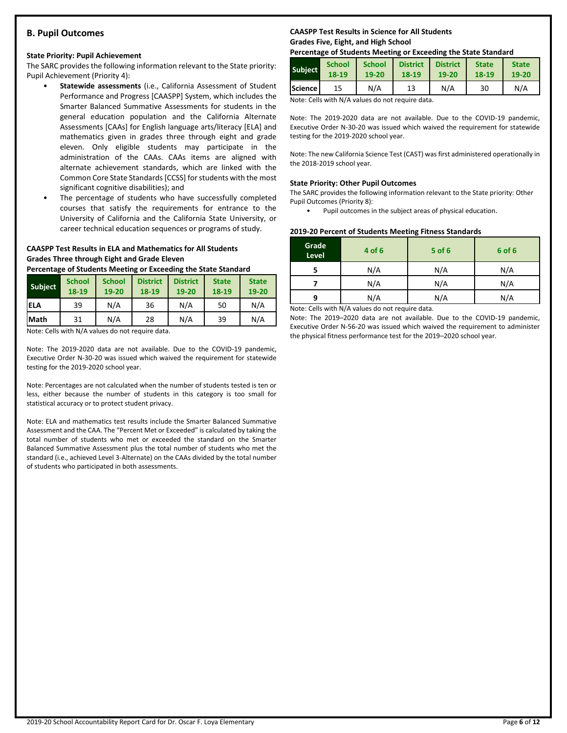## B. Pupil Outcomes

### State Priority: Pupil Achievement

The SARC provides the following information relevant to the State priority: Pupil Achievement (Priority 4):

- **Statewide assessments** (i.e., California Assessment of Student Performance and Progress [CAASPP] System, which includes the Smarter Balanced Summative Assessments for students in the general education population and the California Alternate Assessments [CAAs] for English language arts/literacy [ELA] and mathematics given in grades three through eight and grade eleven. Only eligible students may participate in the administration of the CAAs. CAAs items are aligned with alternate achievement standards, which are linked with the Common Core State Standards [CCSS] for students with the most significant cognitive disabilities); and
- The percentage of students who have successfully completed courses that satisfy the requirements for entrance to the University of California and the California State University, or career technical education sequences or programs of study.

**CAASPP Test Results in ELA and Mathematics for All Students Grades Three through Eight and Grade Eleven Percentage of Students Meeting or Exceeding the State Standard**

| Subject | School 18-19 | School 19-20 | District 18-19 | District 19-20 | State 18-19 | State 19-20 |
|---|---|---|---|---|---|---|
| ELA | 39 | N/A | 36 | N/A | 50 | N/A |
| Math | 31 | N/A | 28 | N/A | 39 | N/A |

Note: Cells with N/A values do not require data.

Note: The 2019-2020 data are not available. Due to the COVID-19 pandemic, Executive Order N-30-20 was issued which waived the requirement for statewide testing for the 2019-2020 school year.

Note: Percentages are not calculated when the number of students tested is ten or less, either because the number of students in this category is too small for statistical accuracy or to protect student privacy.

Note: ELA and mathematics test results include the Smarter Balanced Summative Assessment and the CAA. The "Percent Met or Exceeded" is calculated by taking the total number of students who met or exceeded the standard on the Smarter Balanced Summative Assessment plus the total number of students who met the standard (i.e., achieved Level 3-Alternate) on the CAAs divided by the total number of students who participated in both assessments.

**CAASPP Test Results in Science for All Students Grades Five, Eight, and High School Percentage of Students Meeting or Exceeding the State Standard**

| Subject | School 18-19 | School 19-20 | District 18-19 | District 19-20 | State 18-19 | State 19-20 |
|---|---|---|---|---|---|---|
| Science | 15 | N/A | 13 | N/A | 30 | N/A |

Note: Cells with N/A values do not require data.

Note: The 2019-2020 data are not available. Due to the COVID-19 pandemic, Executive Order N-30-20 was issued which waived the requirement for statewide testing for the 2019-2020 school year.

Note: The new California Science Test (CAST) was first administered operationally in the 2018-2019 school year.

### State Priority: Other Pupil Outcomes

The SARC provides the following information relevant to the State priority: Other Pupil Outcomes (Priority 8):

- Pupil outcomes in the subject areas of physical education.

**2019-20 Percent of Students Meeting Fitness Standards**

| Grade Level | 4 of 6 | 5 of 6 | 6 of 6 |
|---|---|---|---|
| 5 | N/A | N/A | N/A |
| 7 | N/A | N/A | N/A |
| 9 | N/A | N/A | N/A |

Note: Cells with N/A values do not require data.

Note: The 2019–2020 data are not available. Due to the COVID-19 pandemic, Executive Order N-56-20 was issued which waived the requirement to administer the physical fitness performance test for the 2019–2020 school year.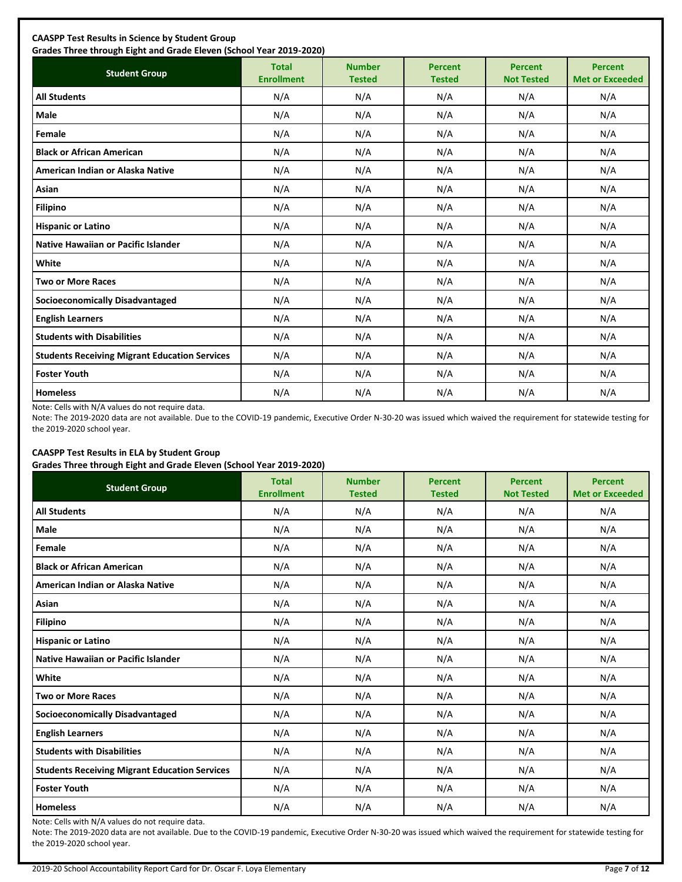**CAASPP Test Results in Science by Student Group**
**Grades Three through Eight and Grade Eleven (School Year 2019-2020)**

| Student Group | Total Enrollment | Number Tested | Percent Tested | Percent Not Tested | Percent Met or Exceeded |
|---|---|---|---|---|---|
| **All Students** | N/A | N/A | N/A | N/A | N/A |
| **Male** | N/A | N/A | N/A | N/A | N/A |
| **Female** | N/A | N/A | N/A | N/A | N/A |
| **Black or African American** | N/A | N/A | N/A | N/A | N/A |
| **American Indian or Alaska Native** | N/A | N/A | N/A | N/A | N/A |
| **Asian** | N/A | N/A | N/A | N/A | N/A |
| **Filipino** | N/A | N/A | N/A | N/A | N/A |
| **Hispanic or Latino** | N/A | N/A | N/A | N/A | N/A |
| **Native Hawaiian or Pacific Islander** | N/A | N/A | N/A | N/A | N/A |
| **White** | N/A | N/A | N/A | N/A | N/A |
| **Two or More Races** | N/A | N/A | N/A | N/A | N/A |
| **Socioeconomically Disadvantaged** | N/A | N/A | N/A | N/A | N/A |
| **English Learners** | N/A | N/A | N/A | N/A | N/A |
| **Students with Disabilities** | N/A | N/A | N/A | N/A | N/A |
| **Students Receiving Migrant Education Services** | N/A | N/A | N/A | N/A | N/A |
| **Foster Youth** | N/A | N/A | N/A | N/A | N/A |
| **Homeless** | N/A | N/A | N/A | N/A | N/A |

Note: Cells with N/A values do not require data.

Note: The 2019-2020 data are not available. Due to the COVID-19 pandemic, Executive Order N-30-20 was issued which waived the requirement for statewide testing for the 2019-2020 school year.

**CAASPP Test Results in ELA by Student Group**
**Grades Three through Eight and Grade Eleven (School Year 2019-2020)**

| Student Group | Total Enrollment | Number Tested | Percent Tested | Percent Not Tested | Percent Met or Exceeded |
|---|---|---|---|---|---|
| **All Students** | N/A | N/A | N/A | N/A | N/A |
| **Male** | N/A | N/A | N/A | N/A | N/A |
| **Female** | N/A | N/A | N/A | N/A | N/A |
| **Black or African American** | N/A | N/A | N/A | N/A | N/A |
| **American Indian or Alaska Native** | N/A | N/A | N/A | N/A | N/A |
| **Asian** | N/A | N/A | N/A | N/A | N/A |
| **Filipino** | N/A | N/A | N/A | N/A | N/A |
| **Hispanic or Latino** | N/A | N/A | N/A | N/A | N/A |
| **Native Hawaiian or Pacific Islander** | N/A | N/A | N/A | N/A | N/A |
| **White** | N/A | N/A | N/A | N/A | N/A |
| **Two or More Races** | N/A | N/A | N/A | N/A | N/A |
| **Socioeconomically Disadvantaged** | N/A | N/A | N/A | N/A | N/A |
| **English Learners** | N/A | N/A | N/A | N/A | N/A |
| **Students with Disabilities** | N/A | N/A | N/A | N/A | N/A |
| **Students Receiving Migrant Education Services** | N/A | N/A | N/A | N/A | N/A |
| **Foster Youth** | N/A | N/A | N/A | N/A | N/A |
| **Homeless** | N/A | N/A | N/A | N/A | N/A |

Note: Cells with N/A values do not require data.

Note: The 2019-2020 data are not available. Due to the COVID-19 pandemic, Executive Order N-30-20 was issued which waived the requirement for statewide testing for the 2019-2020 school year.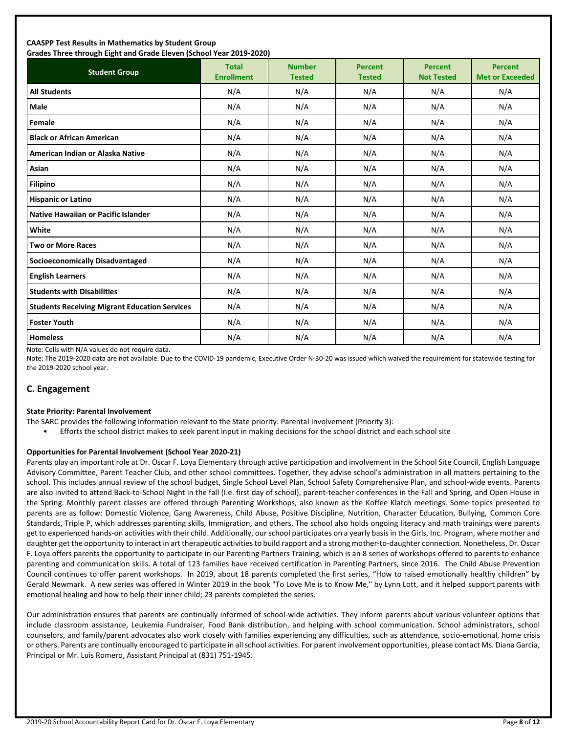**CAASPP Test Results in Mathematics by Student Group**
**Grades Three through Eight and Grade Eleven (School Year 2019-2020)**

| Student Group | Total Enrollment | Number Tested | Percent Tested | Percent Not Tested | Percent Met or Exceeded |
|---|---|---|---|---|---|
| **All Students** | N/A | N/A | N/A | N/A | N/A |
| **Male** | N/A | N/A | N/A | N/A | N/A |
| **Female** | N/A | N/A | N/A | N/A | N/A |
| **Black or African American** | N/A | N/A | N/A | N/A | N/A |
| **American Indian or Alaska Native** | N/A | N/A | N/A | N/A | N/A |
| **Asian** | N/A | N/A | N/A | N/A | N/A |
| **Filipino** | N/A | N/A | N/A | N/A | N/A |
| **Hispanic or Latino** | N/A | N/A | N/A | N/A | N/A |
| **Native Hawaiian or Pacific Islander** | N/A | N/A | N/A | N/A | N/A |
| **White** | N/A | N/A | N/A | N/A | N/A |
| **Two or More Races** | N/A | N/A | N/A | N/A | N/A |
| **Socioeconomically Disadvantaged** | N/A | N/A | N/A | N/A | N/A |
| **English Learners** | N/A | N/A | N/A | N/A | N/A |
| **Students with Disabilities** | N/A | N/A | N/A | N/A | N/A |
| **Students Receiving Migrant Education Services** | N/A | N/A | N/A | N/A | N/A |
| **Foster Youth** | N/A | N/A | N/A | N/A | N/A |
| **Homeless** | N/A | N/A | N/A | N/A | N/A |

Note: Cells with N/A values do not require data.

Note: The 2019-2020 data are not available. Due to the COVID-19 pandemic, Executive Order N-30-20 was issued which waived the requirement for statewide testing for the 2019-2020 school year.

## C. Engagement

**State Priority: Parental Involvement**

The SARC provides the following information relevant to the State priority: Parental Involvement (Priority 3):

- Efforts the school district makes to seek parent input in making decisions for the school district and each school site

**Opportunities for Parental Involvement (School Year 2020-21)**

Parents play an important role at Dr. Oscar F. Loya Elementary through active participation and involvement in the School Site Council, English Language Advisory Committee, Parent Teacher Club, and other school committees. Together, they advise school's administration in all matters pertaining to the school. This includes annual review of the school budget, Single School Level Plan, School Safety Comprehensive Plan, and school-wide events. Parents are also invited to attend Back-to-School Night in the fall (I.e. first day of school), parent-teacher conferences in the Fall and Spring, and Open House in the Spring. Monthly parent classes are offered through Parenting Workshops, also known as the Koffee Klatch meetings. Some topics presented to parents are as follow: Domestic Violence, Gang Awareness, Child Abuse, Positive Discipline, Nutrition, Character Education, Bullying, Common Core Standards, Triple P, which addresses parenting skills, Immigration, and others. The school also holds ongoing literacy and math trainings were parents get to experienced hands-on activities with their child. Additionally, our school participates on a yearly basis in the Girls, Inc. Program, where mother and daughter get the opportunity to interact in art therapeutic activities to build rapport and a strong mother-to-daughter connection. Nonetheless, Dr. Oscar F. Loya offers parents the opportunity to participate in our Parenting Partners Training, which is an 8 series of workshops offered to parents to enhance parenting and communication skills. A total of 123 families have received certification in Parenting Partners, since 2016. The Child Abuse Prevention Council continues to offer parent workshops. In 2019, about 18 parents completed the first series, "How to raised emotionally healthy children" by Gerald Newmark. A new series was offered in Winter 2019 in the book "To Love Me is to Know Me," by Lynn Lott, and it helped support parents with emotional healing and how to help their inner child; 23 parents completed the series.

Our administration ensures that parents are continually informed of school-wide activities. They inform parents about various volunteer options that include classroom assistance, Leukemia Fundraiser, Food Bank distribution, and helping with school communication. School administrators, school counselors, and family/parent advocates also work closely with families experiencing any difficulties, such as attendance, socio-emotional, home crisis or others. Parents are continually encouraged to participate in all school activities. For parent involvement opportunities, please contact Ms. Diana Garcia, Principal or Mr. Luis Romero, Assistant Principal at (831) 751-1945.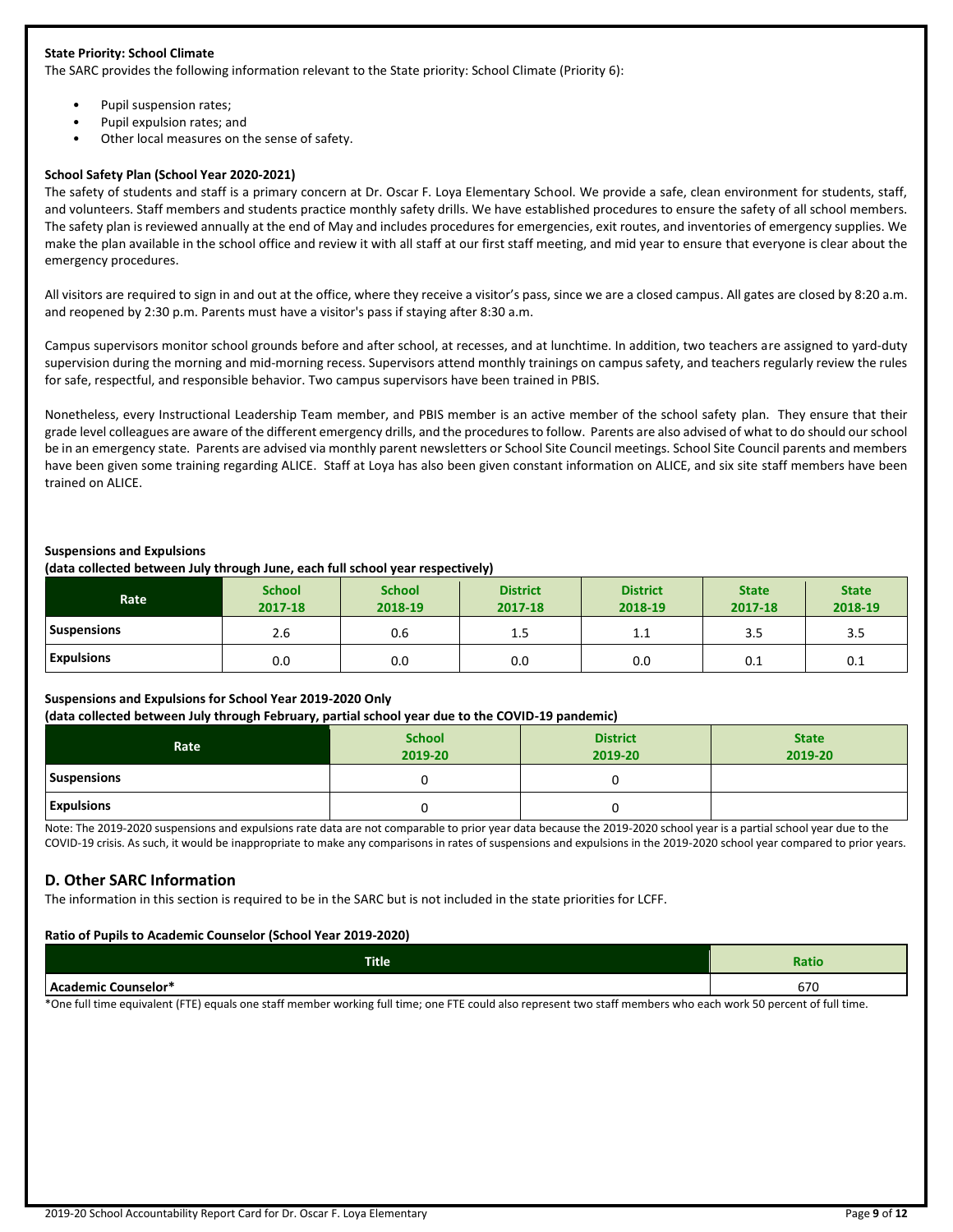### State Priority: School Climate

The SARC provides the following information relevant to the State priority: School Climate (Priority 6):

- Pupil suspension rates;
- Pupil expulsion rates; and
- Other local measures on the sense of safety.

### School Safety Plan (School Year 2020-2021)

The safety of students and staff is a primary concern at Dr. Oscar F. Loya Elementary School. We provide a safe, clean environment for students, staff, and volunteers. Staff members and students practice monthly safety drills. We have established procedures to ensure the safety of all school members. The safety plan is reviewed annually at the end of May and includes procedures for emergencies, exit routes, and inventories of emergency supplies. We make the plan available in the school office and review it with all staff at our first staff meeting, and mid year to ensure that everyone is clear about the emergency procedures.

All visitors are required to sign in and out at the office, where they receive a visitor's pass, since we are a closed campus. All gates are closed by 8:20 a.m. and reopened by 2:30 p.m. Parents must have a visitor's pass if staying after 8:30 a.m.

Campus supervisors monitor school grounds before and after school, at recesses, and at lunchtime. In addition, two teachers are assigned to yard-duty supervision during the morning and mid-morning recess. Supervisors attend monthly trainings on campus safety, and teachers regularly review the rules for safe, respectful, and responsible behavior. Two campus supervisors have been trained in PBIS.

Nonetheless, every Instructional Leadership Team member, and PBIS member is an active member of the school safety plan. They ensure that their grade level colleagues are aware of the different emergency drills, and the procedures to follow. Parents are also advised of what to do should our school be in an emergency state. Parents are advised via monthly parent newsletters or School Site Council meetings. School Site Council parents and members have been given some training regarding ALICE. Staff at Loya has also been given constant information on ALICE, and six site staff members have been trained on ALICE.

### Suspensions and Expulsions

**(data collected between July through June, each full school year respectively)**

| Rate | School 2017-18 | School 2018-19 | District 2017-18 | District 2018-19 | State 2017-18 | State 2018-19 |
|---|---|---|---|---|---|---|
| Suspensions | 2.6 | 0.6 | 1.5 | 1.1 | 3.5 | 3.5 |
| Expulsions | 0.0 | 0.0 | 0.0 | 0.0 | 0.1 | 0.1 |

### Suspensions and Expulsions for School Year 2019-2020 Only

**(data collected between July through February, partial school year due to the COVID-19 pandemic)**

| Rate | School 2019-20 | District 2019-20 | State 2019-20 |
|---|---|---|---|
| Suspensions | 0 | 0 | |
| Expulsions | 0 | 0 | |

Note: The 2019-2020 suspensions and expulsions rate data are not comparable to prior year data because the 2019-2020 school year is a partial school year due to the COVID-19 crisis. As such, it would be inappropriate to make any comparisons in rates of suspensions and expulsions in the 2019-2020 school year compared to prior years.

## D. Other SARC Information

The information in this section is required to be in the SARC but is not included in the state priorities for LCFF.

### Ratio of Pupils to Academic Counselor (School Year 2019-2020)

| Title | Ratio |
|---|---|
| Academic Counselor* | 670 |

*One full time equivalent (FTE) equals one staff member working full time; one FTE could also represent two staff members who each work 50 percent of full time.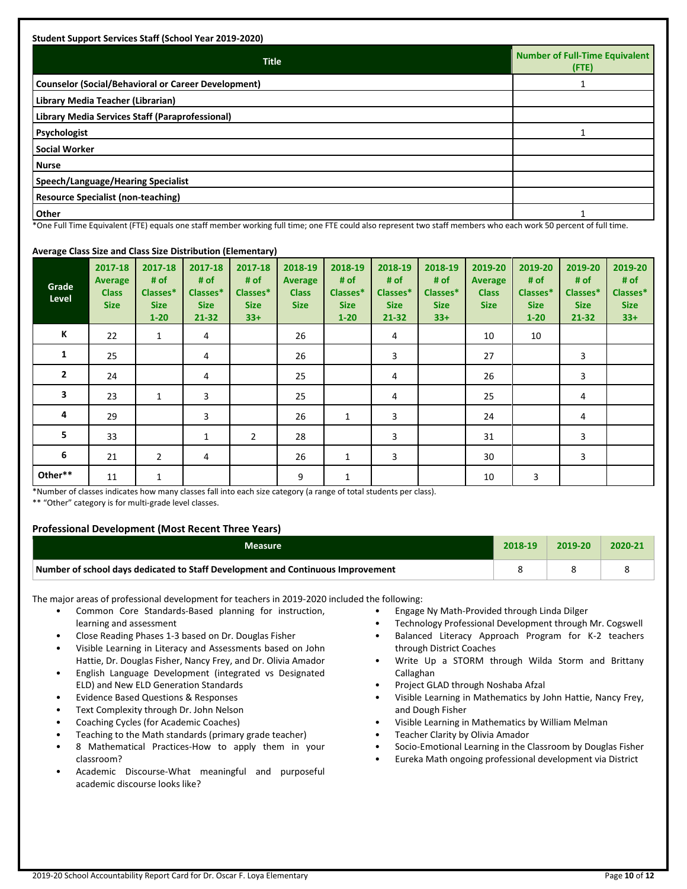**Student Support Services Staff (School Year 2019-2020)**

| Title | Number of Full-Time Equivalent (FTE) |
|---|---|
| Counselor (Social/Behavioral or Career Development) | 1 |
| Library Media Teacher (Librarian) | |
| Library Media Services Staff (Paraprofessional) | |
| Psychologist | 1 |
| Social Worker | |
| Nurse | |
| Speech/Language/Hearing Specialist | |
| Resource Specialist (non-teaching) | |
| Other | 1 |

*One Full Time Equivalent (FTE) equals one staff member working full time; one FTE could also represent two staff members who each work 50 percent of full time.

**Average Class Size and Class Size Distribution (Elementary)**

| Grade Level | 2017-18 Average Class Size | 2017-18 # of Classes* Size 1-20 | 2017-18 # of Classes* Size 21-32 | 2017-18 # of Classes* Size 33+ | 2018-19 Average Class Size | 2018-19 # of Classes* Size 1-20 | 2018-19 # of Classes* Size 21-32 | 2018-19 # of Classes* Size 33+ | 2019-20 Average Class Size | 2019-20 # of Classes* Size 1-20 | 2019-20 # of Classes* Size 21-32 | 2019-20 # of Classes* Size 33+ |
|---|---|---|---|---|---|---|---|---|---|---|---|---|
| K | 22 | 1 | 4 | | 26 | | 4 | | 10 | 10 | | |
| 1 | 25 | | 4 | | 26 | | 3 | | 27 | | 3 | |
| 2 | 24 | | 4 | | 25 | | 4 | | 26 | | 3 | |
| 3 | 23 | 1 | 3 | | 25 | | 4 | | 25 | | 4 | |
| 4 | 29 | | 3 | | 26 | 1 | 3 | | 24 | | 4 | |
| 5 | 33 | | 1 | 2 | 28 | | 3 | | 31 | | 3 | |
| 6 | 21 | 2 | 4 | | 26 | 1 | 3 | | 30 | | 3 | |
| Other** | 11 | 1 | | | 9 | 1 | | | 10 | 3 | | |

*Number of classes indicates how many classes fall into each size category (a range of total students per class).

** "Other" category is for multi-grade level classes.

## Professional Development (Most Recent Three Years)

| Measure | 2018-19 | 2019-20 | 2020-21 |
|---|---|---|---|
| Number of school days dedicated to Staff Development and Continuous Improvement | 8 | 8 | 8 |

The major areas of professional development for teachers in 2019-2020 included the following:

- Common Core Standards-Based planning for instruction, learning and assessment
- Close Reading Phases 1-3 based on Dr. Douglas Fisher
- Visible Learning in Literacy and Assessments based on John Hattie, Dr. Douglas Fisher, Nancy Frey, and Dr. Olivia Amador
- English Language Development (integrated vs Designated ELD) and New ELD Generation Standards
- Evidence Based Questions & Responses
- Text Complexity through Dr. John Nelson
- Coaching Cycles (for Academic Coaches)
- Teaching to the Math standards (primary grade teacher)
- 8 Mathematical Practices-How to apply them in your classroom?
- Academic Discourse-What meaningful and purposeful academic discourse looks like?
- Engage Ny Math-Provided through Linda Dilger
- Technology Professional Development through Mr. Cogswell
- Balanced Literacy Approach Program for K-2 teachers through District Coaches
- Write Up a STORM through Wilda Storm and Brittany Callaghan
- Project GLAD through Noshaba Afzal
- Visible Learning in Mathematics by John Hattie, Nancy Frey, and Dough Fisher
- Visible Learning in Mathematics by William Melman
- Teacher Clarity by Olivia Amador
- Socio-Emotional Learning in the Classroom by Douglas Fisher
- Eureka Math ongoing professional development via District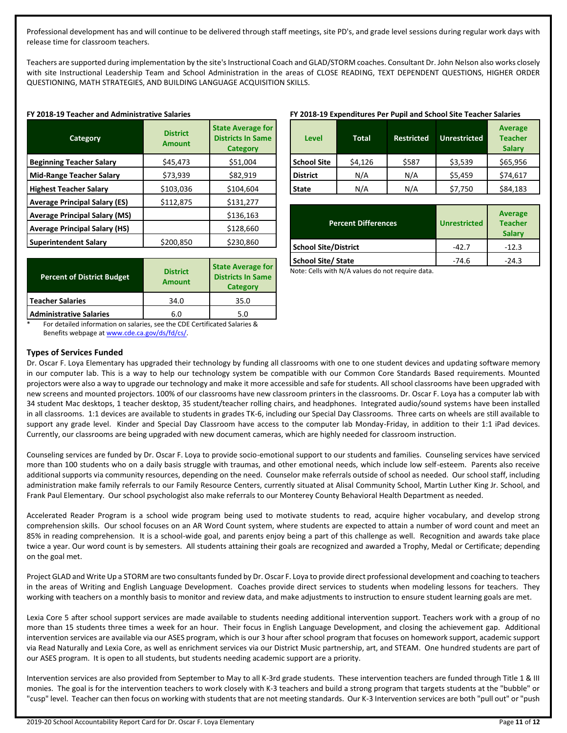Professional development has and will continue to be delivered through staff meetings, site PD's, and grade level sessions during regular work days with release time for classroom teachers.

Teachers are supported during implementation by the site's Instructional Coach and GLAD/STORM coaches. Consultant Dr. John Nelson also works closely with site Instructional Leadership Team and School Administration in the areas of CLOSE READING, TEXT DEPENDENT QUESTIONS, HIGHER ORDER QUESTIONING, MATH STRATEGIES, AND BUILDING LANGUAGE ACQUISITION SKILLS.

**FY 2018-19 Teacher and Administrative Salaries**

| Category | District Amount | State Average for Districts In Same Category |
|---|---|---|
| Beginning Teacher Salary | $45,473 | $51,004 |
| Mid-Range Teacher Salary | $73,939 | $82,919 |
| Highest Teacher Salary | $103,036 | $104,604 |
| Average Principal Salary (ES) | $112,875 | $131,277 |
| Average Principal Salary (MS) | | $136,163 |
| Average Principal Salary (HS) | | $128,660 |
| Superintendent Salary | $200,850 | $230,860 |

| Percent of District Budget | District Amount | State Average for Districts In Same Category |
|---|---|---|
| Teacher Salaries | 34.0 | 35.0 |
| Administrative Salaries | 6.0 | 5.0 |

\* For detailed information on salaries, see the CDE Certificated Salaries & Benefits webpage at www.cde.ca.gov/ds/fd/cs/.

**FY 2018-19 Expenditures Per Pupil and School Site Teacher Salaries**

| Level | Total | Restricted | Unrestricted | Average Teacher Salary |
|---|---|---|---|---|
| School Site | $4,126 | $587 | $3,539 | $65,956 |
| District | N/A | N/A | $5,459 | $74,617 |
| State | N/A | N/A | $7,750 | $84,183 |

| Percent Differences | Unrestricted | Average Teacher Salary |
|---|---|---|
| School Site/District | -42.7 | -12.3 |
| School Site/ State | -74.6 | -24.3 |

Note: Cells with N/A values do not require data.

### Types of Services Funded

Dr. Oscar F. Loya Elementary has upgraded their technology by funding all classrooms with one to one student devices and updating software memory in our computer lab. This is a way to help our technology system be compatible with our Common Core Standards Based requirements. Mounted projectors were also a way to upgrade our technology and make it more accessible and safe for students. All school classrooms have been upgraded with new screens and mounted projectors. 100% of our classrooms have new classroom printers in the classrooms. Dr. Oscar F. Loya has a computer lab with 34 student Mac desktops, 1 teacher desktop, 35 student/teacher rolling chairs, and headphones. Integrated audio/sound systems have been installed in all classrooms. 1:1 devices are available to students in grades TK-6, including our Special Day Classrooms. Three carts on wheels are still available to support any grade level. Kinder and Special Day Classroom have access to the computer lab Monday-Friday, in addition to their 1:1 iPad devices. Currently, our classrooms are being upgraded with new document cameras, which are highly needed for classroom instruction.

Counseling services are funded by Dr. Oscar F. Loya to provide socio-emotional support to our students and families. Counseling services have serviced more than 100 students who on a daily basis struggle with traumas, and other emotional needs, which include low self-esteem. Parents also receive additional supports via community resources, depending on the need. Counselor make referrals outside of school as needed. Our school staff, including administration make family referrals to our Family Resource Centers, currently situated at Alisal Community School, Martin Luther King Jr. School, and Frank Paul Elementary. Our school psychologist also make referrals to our Monterey County Behavioral Health Department as needed.

Accelerated Reader Program is a school wide program being used to motivate students to read, acquire higher vocabulary, and develop strong comprehension skills. Our school focuses on an AR Word Count system, where students are expected to attain a number of word count and meet an 85% in reading comprehension. It is a school-wide goal, and parents enjoy being a part of this challenge as well. Recognition and awards take place twice a year. Our word count is by semesters. All students attaining their goals are recognized and awarded a Trophy, Medal or Certificate; depending on the goal met.

Project GLAD and Write Up a STORM are two consultants funded by Dr. Oscar F. Loya to provide direct professional development and coaching to teachers in the areas of Writing and English Language Development. Coaches provide direct services to students when modeling lessons for teachers. They working with teachers on a monthly basis to monitor and review data, and make adjustments to instruction to ensure student learning goals are met.

Lexia Core 5 after school support services are made available to students needing additional intervention support. Teachers work with a group of no more than 15 students three times a week for an hour. Their focus in English Language Development, and closing the achievement gap. Additional intervention services are available via our ASES program, which is our 3 hour after school program that focuses on homework support, academic support via Read Naturally and Lexia Core, as well as enrichment services via our District Music partnership, art, and STEAM. One hundred students are part of our ASES program. It is open to all students, but students needing academic support are a priority.

Intervention services are also provided from September to May to all K-3rd grade students. These intervention teachers are funded through Title 1 & III monies. The goal is for the intervention teachers to work closely with K-3 teachers and build a strong program that targets students at the "bubble" or "cusp" level. Teacher can then focus on working with students that are not meeting standards. Our K-3 Intervention services are both "pull out" or "push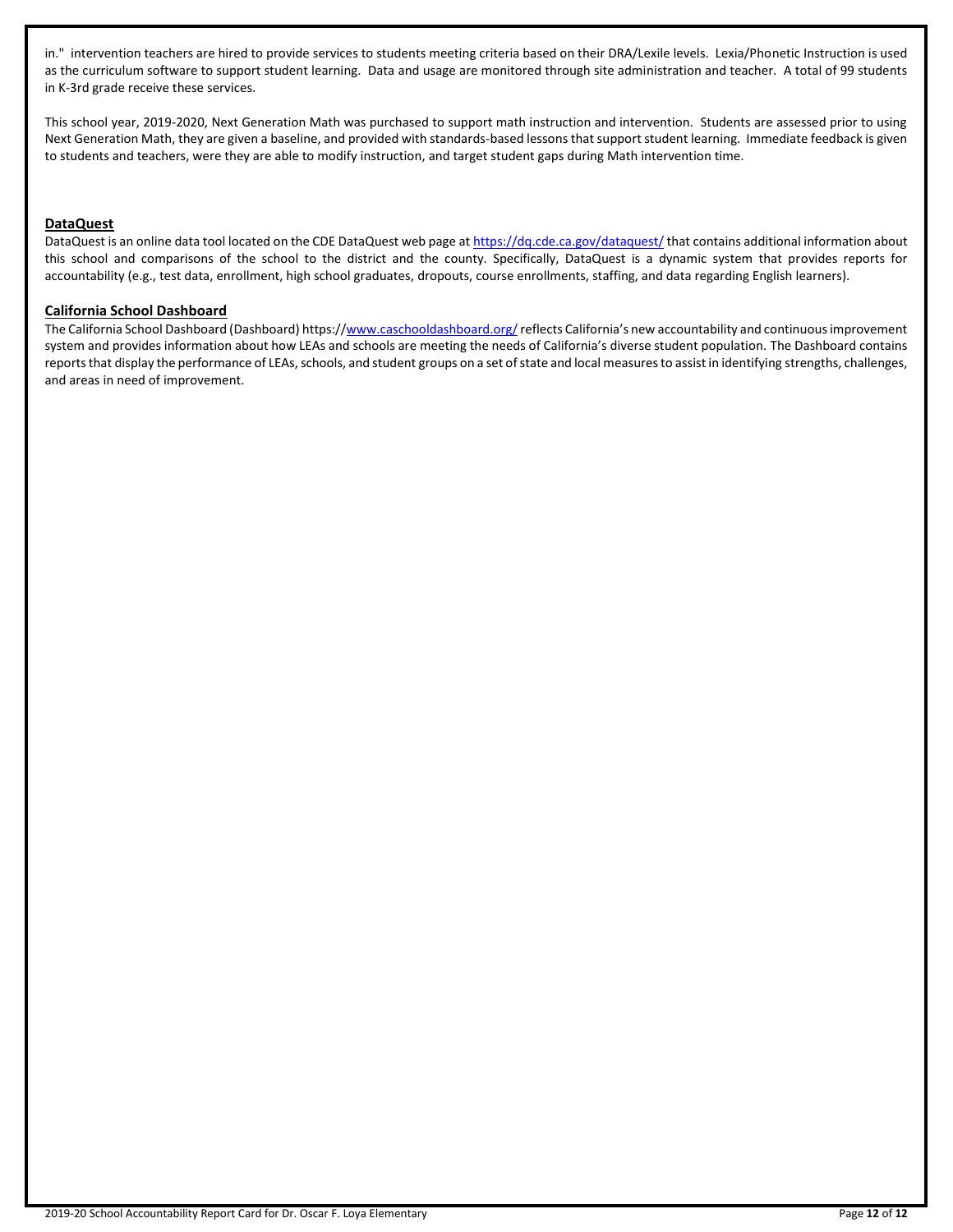in." intervention teachers are hired to provide services to students meeting criteria based on their DRA/Lexile levels. Lexia/Phonetic Instruction is used as the curriculum software to support student learning. Data and usage are monitored through site administration and teacher. A total of 99 students in K-3rd grade receive these services.

This school year, 2019-2020, Next Generation Math was purchased to support math instruction and intervention. Students are assessed prior to using Next Generation Math, they are given a baseline, and provided with standards-based lessons that support student learning. Immediate feedback is given to students and teachers, were they are able to modify instruction, and target student gaps during Math intervention time.

## DataQuest

DataQuest is an online data tool located on the CDE DataQuest web page at https://dq.cde.ca.gov/dataquest/ that contains additional information about this school and comparisons of the school to the district and the county. Specifically, DataQuest is a dynamic system that provides reports for accountability (e.g., test data, enrollment, high school graduates, dropouts, course enrollments, staffing, and data regarding English learners).

## California School Dashboard

The California School Dashboard (Dashboard) https://www.caschooldashboard.org/ reflects California's new accountability and continuous improvement system and provides information about how LEAs and schools are meeting the needs of California's diverse student population. The Dashboard contains reports that display the performance of LEAs, schools, and student groups on a set of state and local measures to assist in identifying strengths, challenges, and areas in need of improvement.